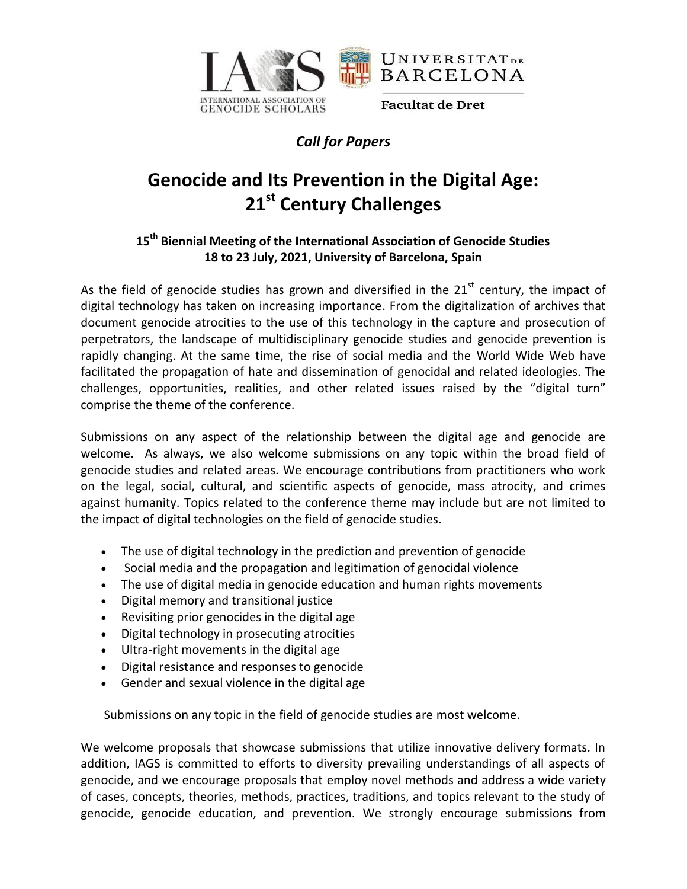INTERNATIONAL ASSOCIATION OF GENOCIDE SCHOLARS

UNIVERSITAT DE BARCELONA

Facultat de Dret

*Call for Papers*

# Genocide and Its Prevention in the Digital Age: 21st Century Challenges

### 15th Biennial Meeting of the International Association of Genocide Studies 18 to 23 July, 2021, University of Barcelona, Spain

As the field of genocide studies has grown and diversified in the 21st century, the impact of digital technology has taken on increasing importance. From the digitalization of archives that document genocide atrocities to the use of this technology in the capture and prosecution of perpetrators, the landscape of multidisciplinary genocide studies and genocide prevention is rapidly changing. At the same time, the rise of social media and the World Wide Web have facilitated the propagation of hate and dissemination of genocidal and related ideologies. The challenges, opportunities, realities, and other related issues raised by the "digital turn" comprise the theme of the conference.

Submissions on any aspect of the relationship between the digital age and genocide are welcome. As always, we also welcome submissions on any topic within the broad field of genocide studies and related areas. We encourage contributions from practitioners who work on the legal, social, cultural, and scientific aspects of genocide, mass atrocity, and crimes against humanity. Topics related to the conference theme may include but are not limited to the impact of digital technologies on the field of genocide studies.

- The use of digital technology in the prediction and prevention of genocide
- Social media and the propagation and legitimation of genocidal violence
- The use of digital media in genocide education and human rights movements
- Digital memory and transitional justice
- Revisiting prior genocides in the digital age
- Digital technology in prosecuting atrocities
- Ultra-right movements in the digital age
- Digital resistance and responses to genocide
- Gender and sexual violence in the digital age

Submissions on any topic in the field of genocide studies are most welcome.

We welcome proposals that showcase submissions that utilize innovative delivery formats. In addition, IAGS is committed to efforts to diversity prevailing understandings of all aspects of genocide, and we encourage proposals that employ novel methods and address a wide variety of cases, concepts, theories, methods, practices, traditions, and topics relevant to the study of genocide, genocide education, and prevention. We strongly encourage submissions from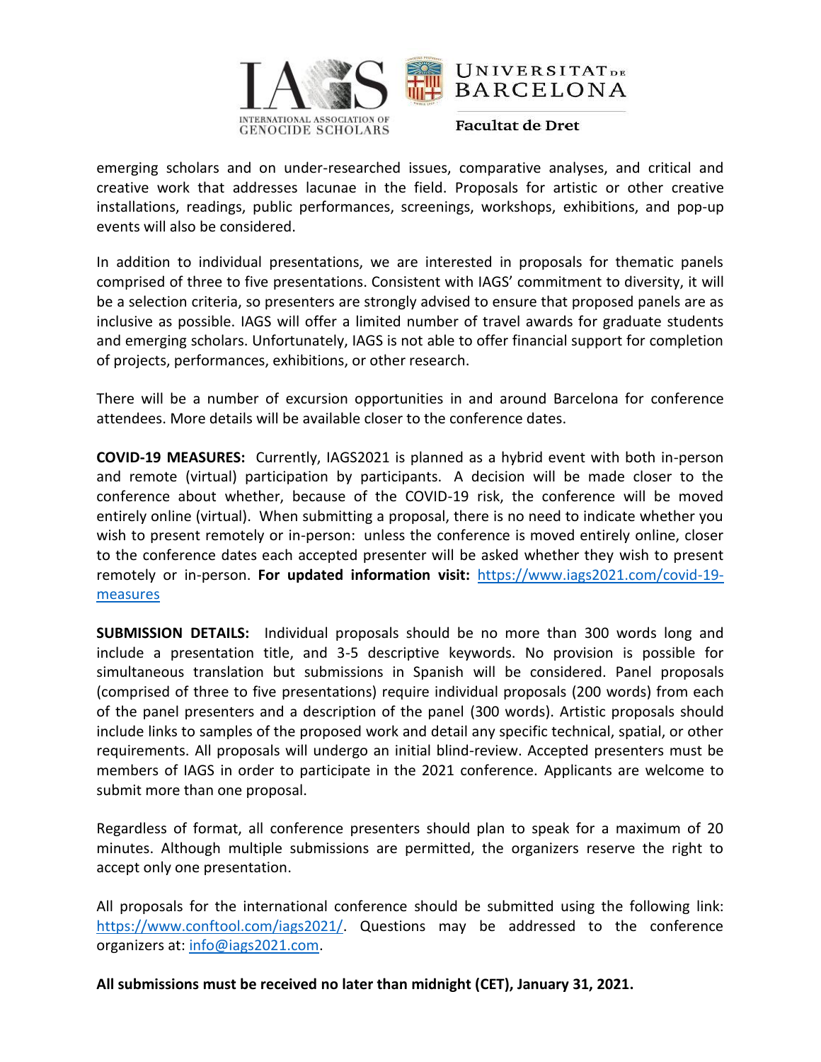emerging scholars and on under-researched issues, comparative analyses, and critical and creative work that addresses lacunae in the field. Proposals for artistic or other creative installations, readings, public performances, screenings, workshops, exhibitions, and pop-up events will also be considered.

In addition to individual presentations, we are interested in proposals for thematic panels comprised of three to five presentations. Consistent with IAGS' commitment to diversity, it will be a selection criteria, so presenters are strongly advised to ensure that proposed panels are as inclusive as possible. IAGS will offer a limited number of travel awards for graduate students and emerging scholars. Unfortunately, IAGS is not able to offer financial support for completion of projects, performances, exhibitions, or other research.

There will be a number of excursion opportunities in and around Barcelona for conference attendees. More details will be available closer to the conference dates.

**COVID-19 MEASURES:** Currently, IAGS2021 is planned as a hybrid event with both in-person and remote (virtual) participation by participants. A decision will be made closer to the conference about whether, because of the COVID-19 risk, the conference will be moved entirely online (virtual). When submitting a proposal, there is no need to indicate whether you wish to present remotely or in-person: unless the conference is moved entirely online, closer to the conference dates each accepted presenter will be asked whether they wish to present remotely or in-person. **For updated information visit:** [https://www.iags2021.com/covid-19-measures](https://www.iags2021.com/covid-19-measures)

**SUBMISSION DETAILS:** Individual proposals should be no more than 300 words long and include a presentation title, and 3-5 descriptive keywords. No provision is possible for simultaneous translation but submissions in Spanish will be considered. Panel proposals (comprised of three to five presentations) require individual proposals (200 words) from each of the panel presenters and a description of the panel (300 words). Artistic proposals should include links to samples of the proposed work and detail any specific technical, spatial, or other requirements. All proposals will undergo an initial blind-review. Accepted presenters must be members of IAGS in order to participate in the 2021 conference. Applicants are welcome to submit more than one proposal.

Regardless of format, all conference presenters should plan to speak for a maximum of 20 minutes. Although multiple submissions are permitted, the organizers reserve the right to accept only one presentation.

All proposals for the international conference should be submitted using the following link: [https://www.conftool.com/iags2021/](https://www.conftool.com/iags2021/). Questions may be addressed to the conference organizers at: [info@iags2021.com](mailto:info@iags2021.com).

**All submissions must be received no later than midnight (CET), January 31, 2021.**